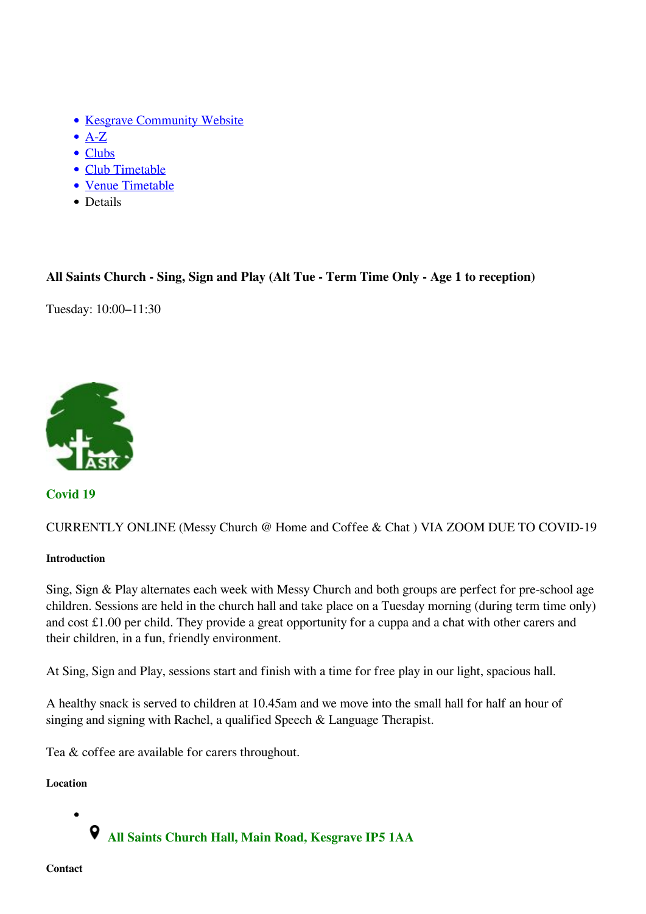- Kesgrave Community Website
- A-Z
- Clubs
- Club Timetable
- Venue Timetable
- Details

**All Saints Church - Sing, Sign and Play (Alt Tue - Term Time Only - Age 1 to reception)**

Tuesday: 10:00–11:30

### Covid 19

CURRENTLY ONLINE (Messy Church @ Home and Coffee & Chat ) VIA ZOOM DUE TO COVID-19

##### Introduction

Sing, Sign & Play alternates each week with Messy Church and both groups are perfect for pre-school age children. Sessions are held in the church hall and take place on a Tuesday morning (during term time only) and cost £1.00 per child. They provide a great opportunity for a cuppa and a chat with other carers and their children, in a fun, friendly environment.

At Sing, Sign and Play, sessions start and finish with a time for free play in our light, spacious hall.

A healthy snack is served to children at 10.45am and we move into the small hall for half an hour of singing and signing with Rachel, a qualified Speech & Language Therapist.

Tea & coffee are available for carers throughout.

##### Location

- **All Saints Church Hall, Main Road, Kesgrave IP5 1AA**

##### Contact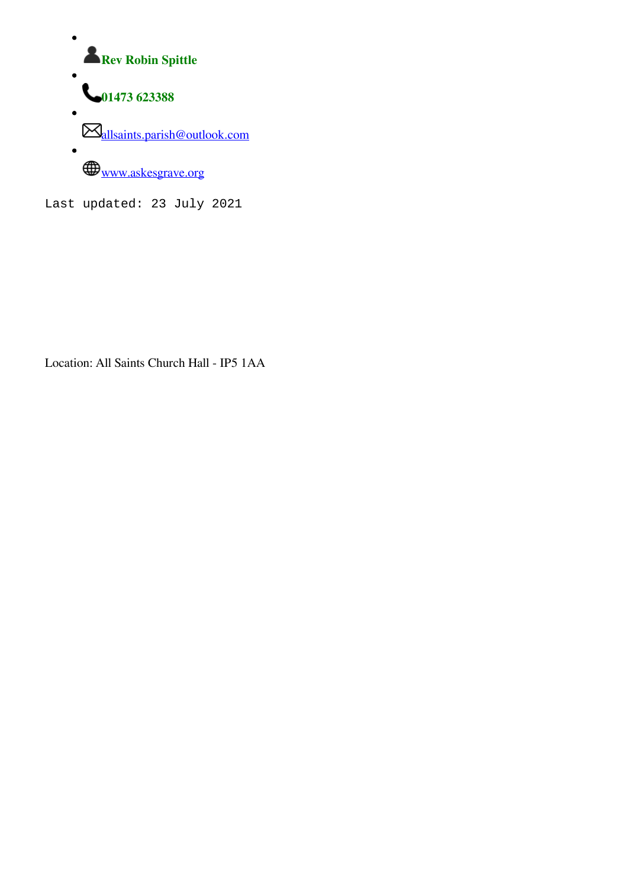- **Rev Robin Spittle**
- **01473 623388**
- allsaints.parish@outlook.com
- www.askesgrave.org

```
Last updated: 23 July 2021
```

Location: All Saints Church Hall - IP5 1AA